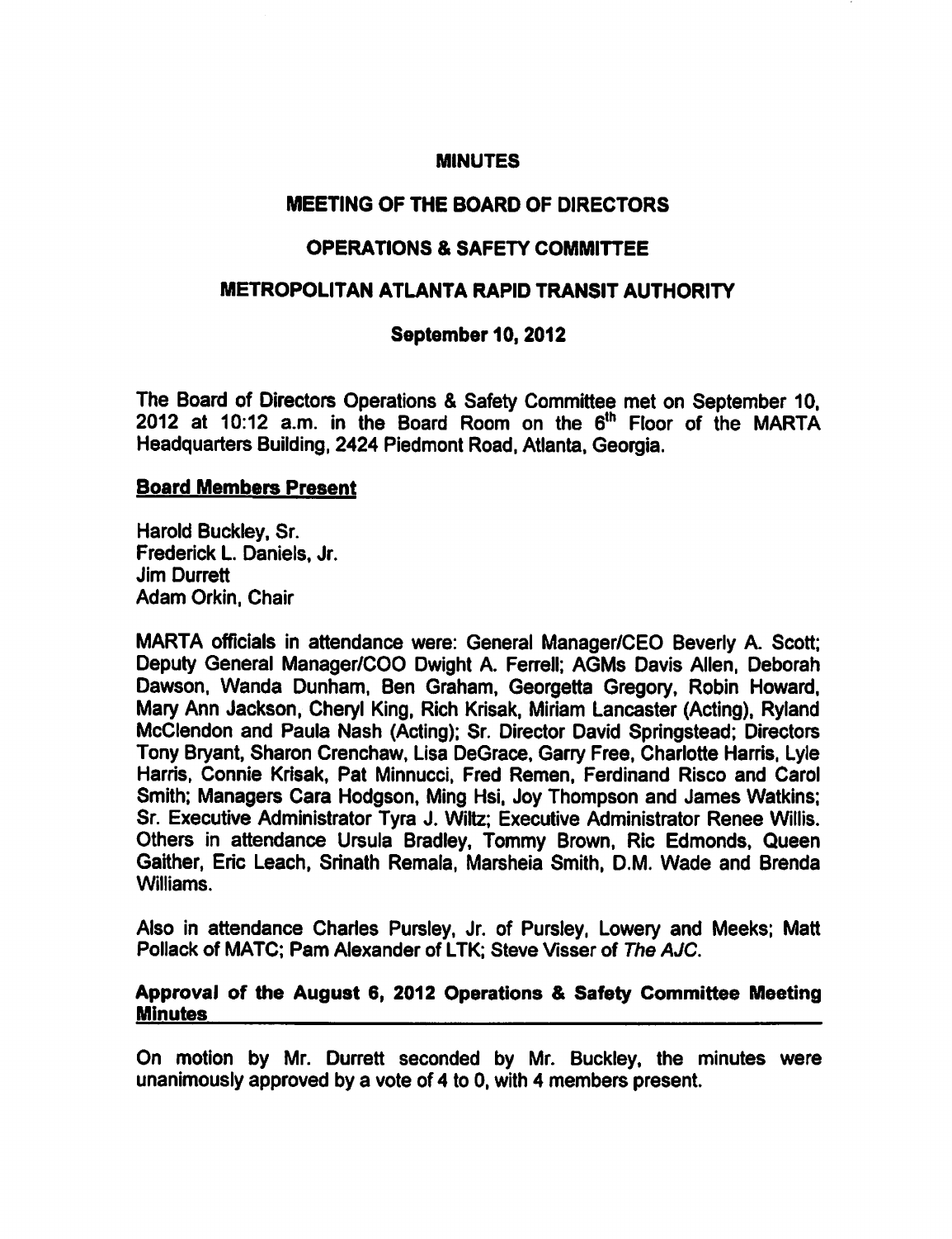# MINUTES

## MEETING OF THE BOARD OF DIRECTORS

## OPERATIONS & SAFETY COMMITTEE

## METROPOLITAN ATLANTA RAPID TRANSIT AUTHORITY

### September 10, 2012

The Board of Directors Operations & Safety Committee met on September 10, 2012 at 10:12 a.m. in the Board Room on the 6th Floor of the MARTA Headquarters Building, 2424 Piedmont Road, Atlanta, Georgia.

**Board Members Present**

Harold Buckley, Sr.
Frederick L. Daniels, Jr.
Jim Durrett
Adam Orkin, Chair

MARTA officials in attendance were: General Manager/CEO Beverly A. Scott; Deputy General Manager/COO Dwight A. Ferrell; AGMs Davis Allen, Deborah Dawson, Wanda Dunham, Ben Graham, Georgetta Gregory, Robin Howard, Mary Ann Jackson, Cheryl King, Rich Krisak, Miriam Lancaster (Acting), Ryland McClendon and Paula Nash (Acting); Sr. Director David Springstead; Directors Tony Bryant, Sharon Crenchaw, Lisa DeGrace, Garry Free, Charlotte Harris, Lyle Harris, Connie Krisak, Pat Minnucci, Fred Remen, Ferdinand Risco and Carol Smith; Managers Cara Hodgson, Ming Hsi, Joy Thompson and James Watkins; Sr. Executive Administrator Tyra J. Wiltz; Executive Administrator Renee Willis. Others in attendance Ursula Bradley, Tommy Brown, Ric Edmonds, Queen Gaither, Eric Leach, Srinath Remala, Marsheia Smith, D.M. Wade and Brenda Williams.

Also in attendance Charles Pursley, Jr. of Pursley, Lowery and Meeks; Matt Pollack of MATC; Pam Alexander of LTK; Steve Visser of *The AJC*.

**Approval of the August 6, 2012 Operations & Safety Committee Meeting Minutes**

On motion by Mr. Durrett seconded by Mr. Buckley, the minutes were unanimously approved by a vote of 4 to 0, with 4 members present.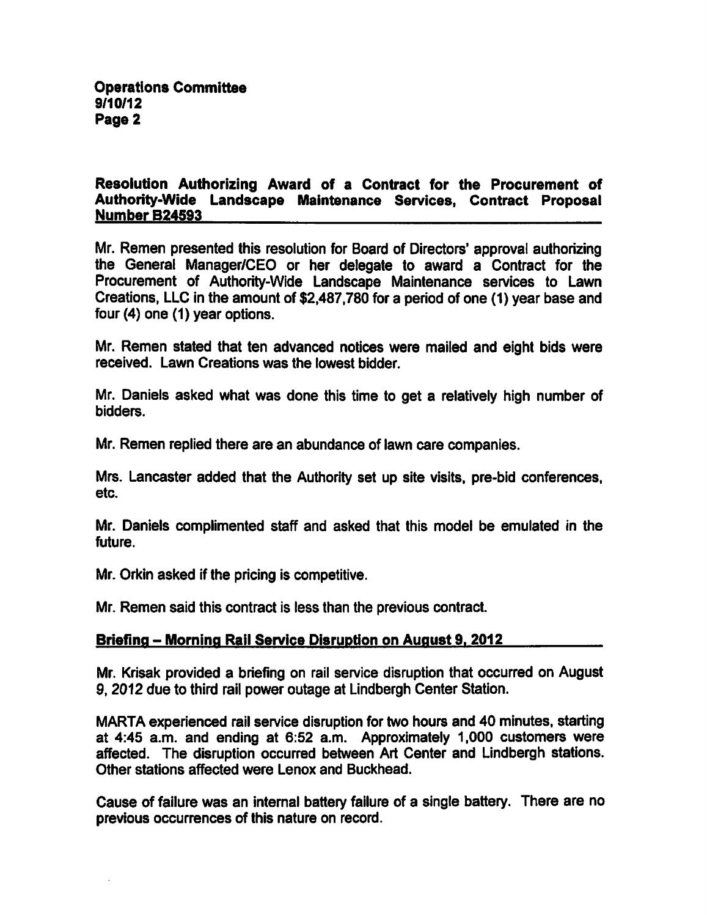**Resolution Authorizing Award of a Contract for the Procurement of Authority-Wide Landscape Maintenance Services, Contract Proposal Number B24593**

Mr. Remen presented this resolution for Board of Directors' approval authorizing the General Manager/CEO or her delegate to award a Contract for the Procurement of Authority-Wide Landscape Maintenance services to Lawn Creations, LLC in the amount of $2,487,780 for a period of one (1) year base and four (4) one (1) year options.

Mr. Remen stated that ten advanced notices were mailed and eight bids were received. Lawn Creations was the lowest bidder.

Mr. Daniels asked what was done this time to get a relatively high number of bidders.

Mr. Remen replied there are an abundance of lawn care companies.

Mrs. Lancaster added that the Authority set up site visits, pre-bid conferences, etc.

Mr. Daniels complimented staff and asked that this model be emulated in the future.

Mr. Orkin asked if the pricing is competitive.

Mr. Remen said this contract is less than the previous contract.

**Briefing – Morning Rail Service Disruption on August 9, 2012**

Mr. Krisak provided a briefing on rail service disruption that occurred on August 9, 2012 due to third rail power outage at Lindbergh Center Station.

MARTA experienced rail service disruption for two hours and 40 minutes, starting at 4:45 a.m. and ending at 6:52 a.m. Approximately 1,000 customers were affected. The disruption occurred between Art Center and Lindbergh stations. Other stations affected were Lenox and Buckhead.

Cause of failure was an internal battery failure of a single battery. There are no previous occurrences of this nature on record.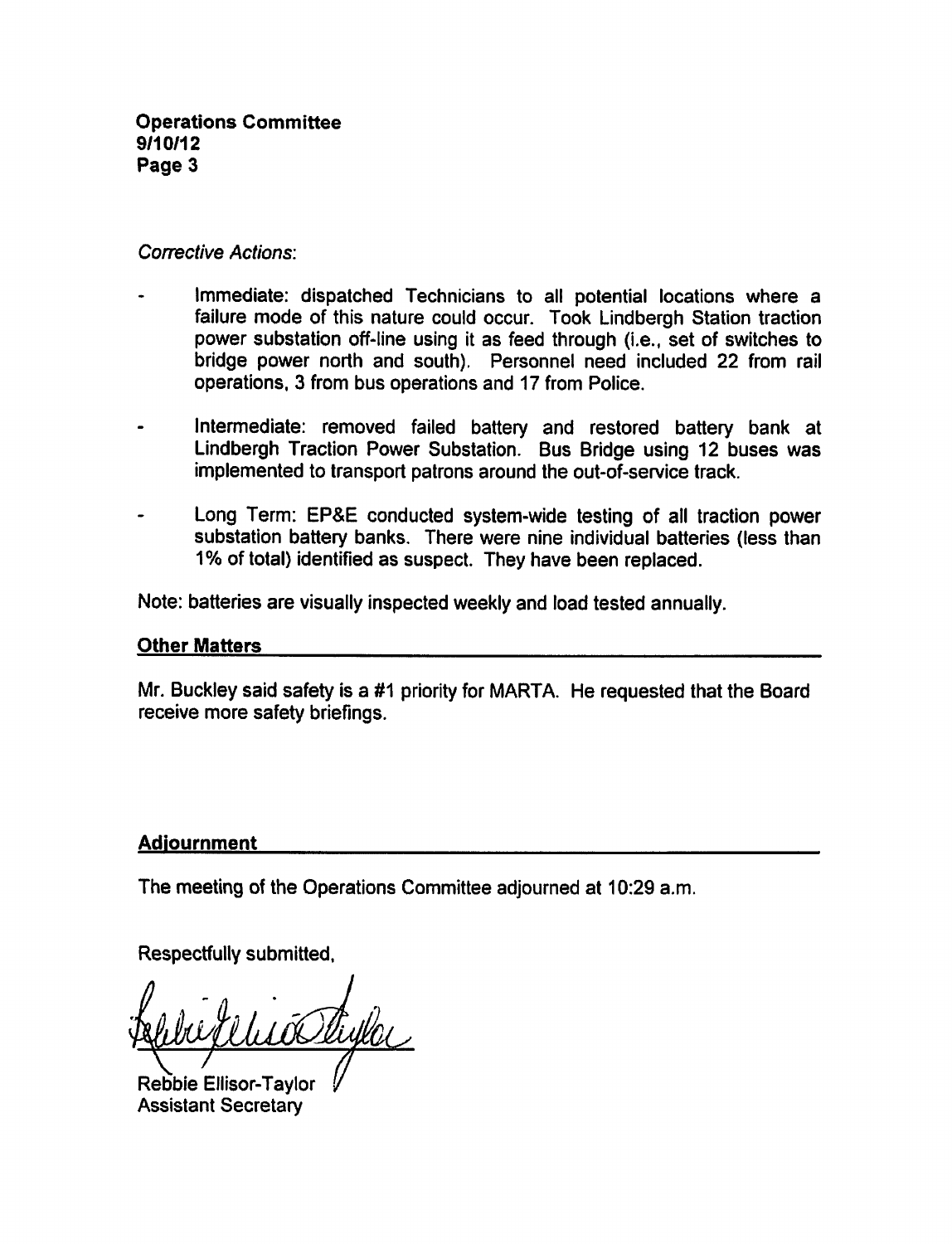*Corrective Actions*:

- Immediate: dispatched Technicians to all potential locations where a failure mode of this nature could occur. Took Lindbergh Station traction power substation off-line using it as feed through (i.e., set of switches to bridge power north and south). Personnel need included 22 from rail operations, 3 from bus operations and 17 from Police.

- Intermediate: removed failed battery and restored battery bank at Lindbergh Traction Power Substation. Bus Bridge using 12 buses was implemented to transport patrons around the out-of-service track.

- Long Term: EP&E conducted system-wide testing of all traction power substation battery banks. There were nine individual batteries (less than 1% of total) identified as suspect. They have been replaced.

Note: batteries are visually inspected weekly and load tested annually.

## Other Matters

Mr. Buckley said safety is a #1 priority for MARTA. He requested that the Board receive more safety briefings.

## Adjournment

The meeting of the Operations Committee adjourned at 10:29 a.m.

Respectfully submitted,

Rebbie Ellisor-Taylor
Assistant Secretary